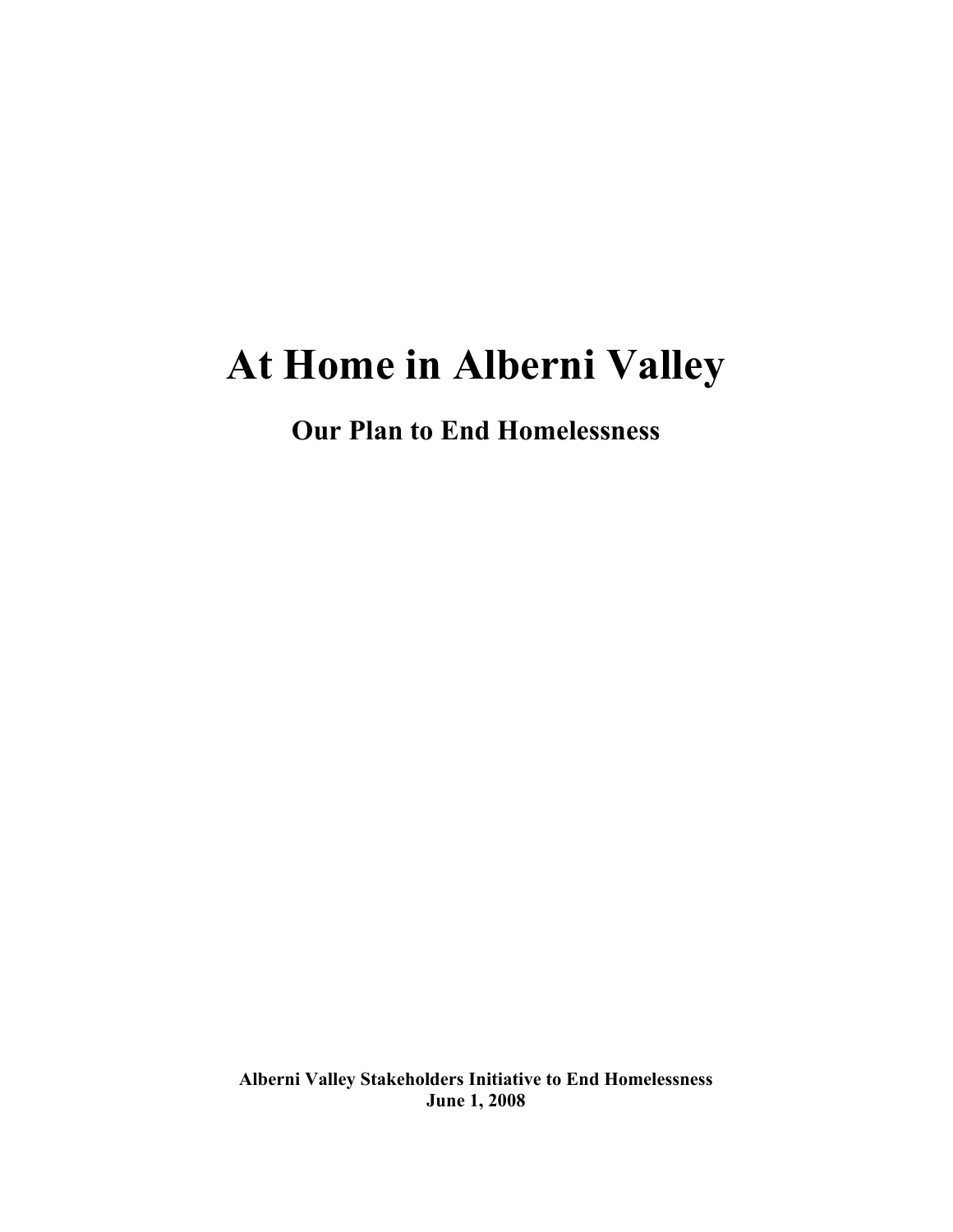# At Home in Alberni Valley

## Our Plan to End Homelessness

**Alberni Valley Stakeholders Initiative to End Homelessness**
**June 1, 2008**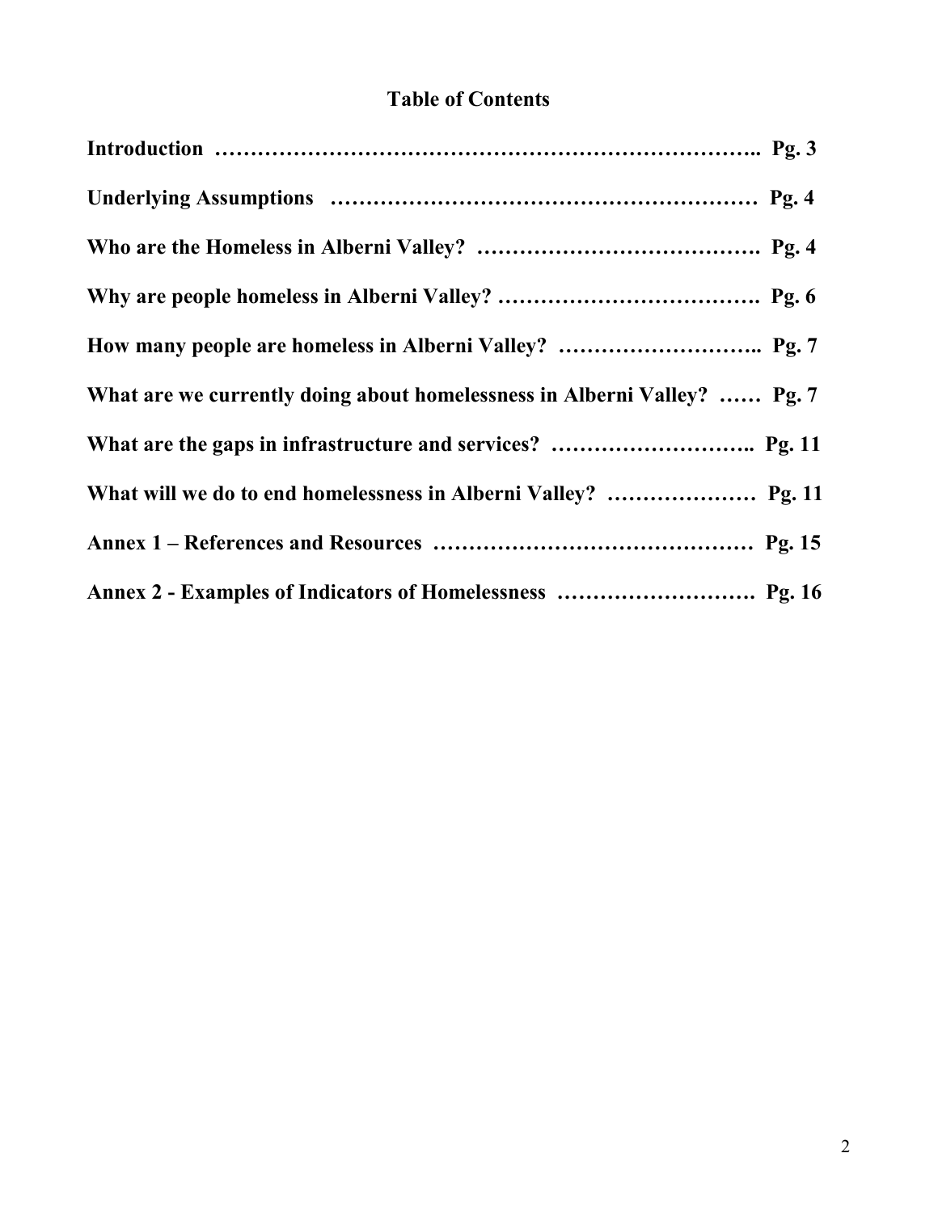# Table of Contents

**Introduction ……………………………………………………………….. Pg. 3**

**Underlying Assumptions ………………………………………………… Pg. 4**

**Who are the Homeless in Alberni Valley? …………………………………. Pg. 4**

**Why are people homeless in Alberni Valley? ………………………………. Pg. 6**

**How many people are homeless in Alberni Valley? ……………………….. Pg. 7**

**What are we currently doing about homelessness in Alberni Valley? …… Pg. 7**

**What are the gaps in infrastructure and services? ……………………….. Pg. 11**

**What will we do to end homelessness in Alberni Valley? ………………… Pg. 11**

**Annex 1 – References and Resources ……………………………………… Pg. 15**

**Annex 2 - Examples of Indicators of Homelessness ………………………. Pg. 16**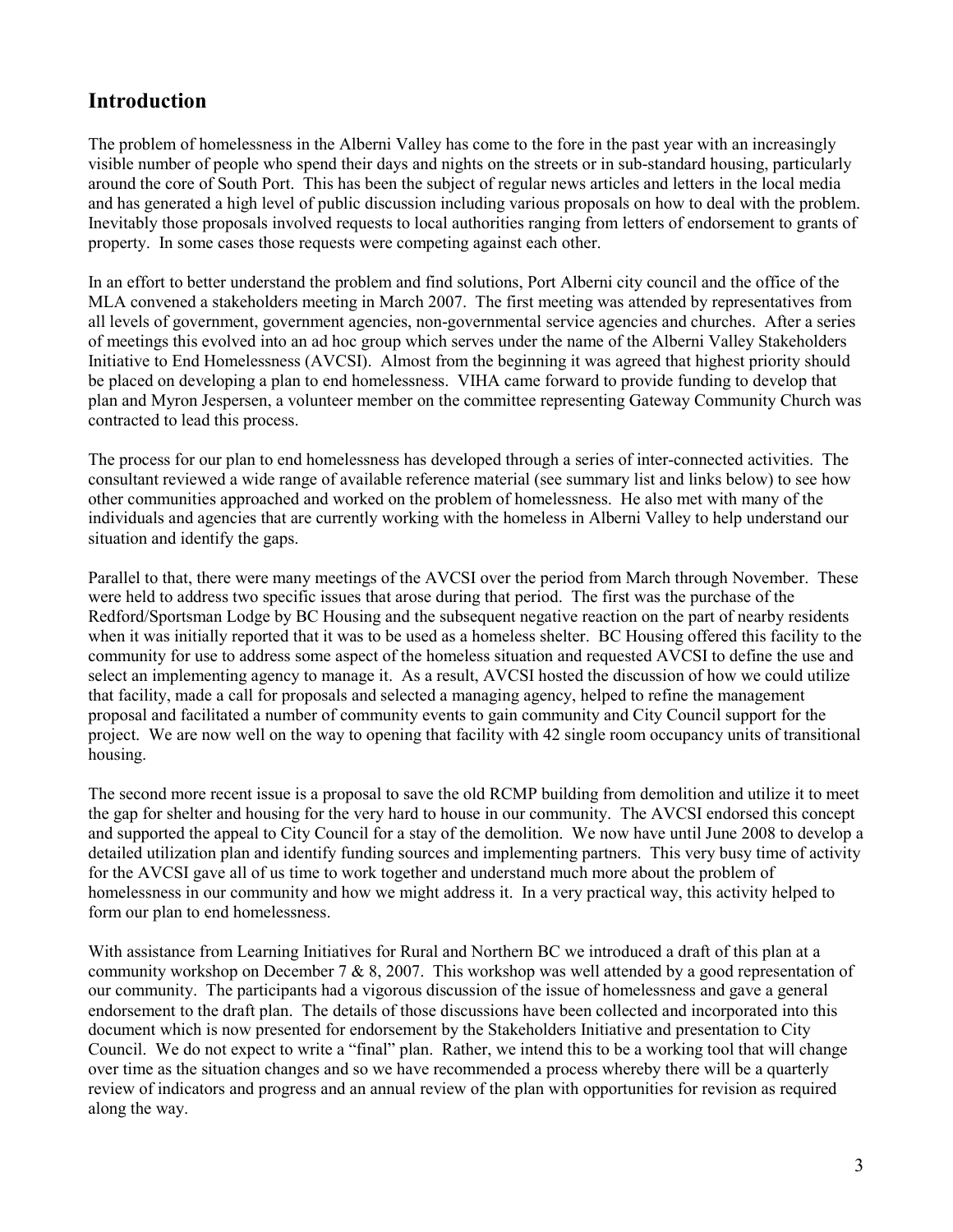## Introduction

The problem of homelessness in the Alberni Valley has come to the fore in the past year with an increasingly visible number of people who spend their days and nights on the streets or in sub-standard housing, particularly around the core of South Port. This has been the subject of regular news articles and letters in the local media and has generated a high level of public discussion including various proposals on how to deal with the problem. Inevitably those proposals involved requests to local authorities ranging from letters of endorsement to grants of property. In some cases those requests were competing against each other.

In an effort to better understand the problem and find solutions, Port Alberni city council and the office of the MLA convened a stakeholders meeting in March 2007. The first meeting was attended by representatives from all levels of government, government agencies, non-governmental service agencies and churches. After a series of meetings this evolved into an ad hoc group which serves under the name of the Alberni Valley Stakeholders Initiative to End Homelessness (AVCSI). Almost from the beginning it was agreed that highest priority should be placed on developing a plan to end homelessness. VIHA came forward to provide funding to develop that plan and Myron Jespersen, a volunteer member on the committee representing Gateway Community Church was contracted to lead this process.

The process for our plan to end homelessness has developed through a series of inter-connected activities. The consultant reviewed a wide range of available reference material (see summary list and links below) to see how other communities approached and worked on the problem of homelessness. He also met with many of the individuals and agencies that are currently working with the homeless in Alberni Valley to help understand our situation and identify the gaps.

Parallel to that, there were many meetings of the AVCSI over the period from March through November. These were held to address two specific issues that arose during that period. The first was the purchase of the Redford/Sportsman Lodge by BC Housing and the subsequent negative reaction on the part of nearby residents when it was initially reported that it was to be used as a homeless shelter. BC Housing offered this facility to the community for use to address some aspect of the homeless situation and requested AVCSI to define the use and select an implementing agency to manage it. As a result, AVCSI hosted the discussion of how we could utilize that facility, made a call for proposals and selected a managing agency, helped to refine the management proposal and facilitated a number of community events to gain community and City Council support for the project. We are now well on the way to opening that facility with 42 single room occupancy units of transitional housing.

The second more recent issue is a proposal to save the old RCMP building from demolition and utilize it to meet the gap for shelter and housing for the very hard to house in our community. The AVCSI endorsed this concept and supported the appeal to City Council for a stay of the demolition. We now have until June 2008 to develop a detailed utilization plan and identify funding sources and implementing partners. This very busy time of activity for the AVCSI gave all of us time to work together and understand much more about the problem of homelessness in our community and how we might address it. In a very practical way, this activity helped to form our plan to end homelessness.

With assistance from Learning Initiatives for Rural and Northern BC we introduced a draft of this plan at a community workshop on December 7 & 8, 2007. This workshop was well attended by a good representation of our community. The participants had a vigorous discussion of the issue of homelessness and gave a general endorsement to the draft plan. The details of those discussions have been collected and incorporated into this document which is now presented for endorsement by the Stakeholders Initiative and presentation to City Council. We do not expect to write a "final" plan. Rather, we intend this to be a working tool that will change over time as the situation changes and so we have recommended a process whereby there will be a quarterly review of indicators and progress and an annual review of the plan with opportunities for revision as required along the way.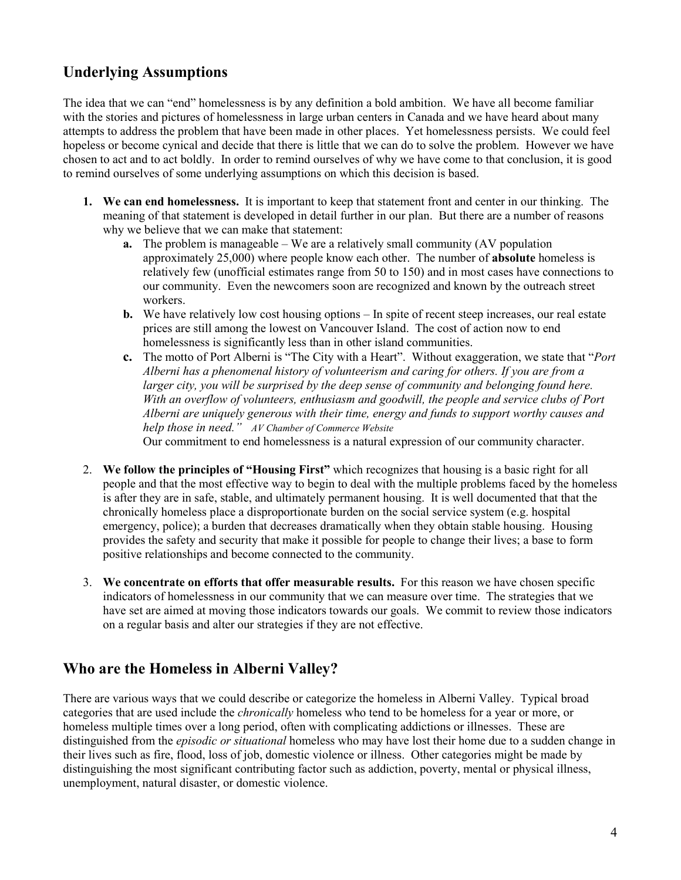## Underlying Assumptions

The idea that we can "end" homelessness is by any definition a bold ambition. We have all become familiar with the stories and pictures of homelessness in large urban centers in Canada and we have heard about many attempts to address the problem that have been made in other places. Yet homelessness persists. We could feel hopeless or become cynical and decide that there is little that we can do to solve the problem. However we have chosen to act and to act boldly. In order to remind ourselves of why we have come to that conclusion, it is good to remind ourselves of some underlying assumptions on which this decision is based.

1. **We can end homelessness.** It is important to keep that statement front and center in our thinking. The meaning of that statement is developed in detail further in our plan. But there are a number of reasons why we believe that we can make that statement:
   - **a.** The problem is manageable – We are a relatively small community (AV population approximately 25,000) where people know each other. The number of **absolute** homeless is relatively few (unofficial estimates range from 50 to 150) and in most cases have connections to our community. Even the newcomers soon are recognized and known by the outreach street workers.
   - **b.** We have relatively low cost housing options – In spite of recent steep increases, our real estate prices are still among the lowest on Vancouver Island. The cost of action now to end homelessness is significantly less than in other island communities.
   - **c.** The motto of Port Alberni is "The City with a Heart". Without exaggeration, we state that "*Port Alberni has a phenomenal history of volunteerism and caring for others. If you are from a larger city, you will be surprised by the deep sense of community and belonging found here. With an overflow of volunteers, enthusiasm and goodwill, the people and service clubs of Port Alberni are uniquely generous with their time, energy and funds to support worthy causes and help those in need." AV Chamber of Commerce Website*

     Our commitment to end homelessness is a natural expression of our community character.

2. **We follow the principles of "Housing First"** which recognizes that housing is a basic right for all people and that the most effective way to begin to deal with the multiple problems faced by the homeless is after they are in safe, stable, and ultimately permanent housing. It is well documented that that the chronically homeless place a disproportionate burden on the social service system (e.g. hospital emergency, police); a burden that decreases dramatically when they obtain stable housing. Housing provides the safety and security that make it possible for people to change their lives; a base to form positive relationships and become connected to the community.

3. **We concentrate on efforts that offer measurable results.** For this reason we have chosen specific indicators of homelessness in our community that we can measure over time. The strategies that we have set are aimed at moving those indicators towards our goals. We commit to review those indicators on a regular basis and alter our strategies if they are not effective.

## Who are the Homeless in Alberni Valley?

There are various ways that we could describe or categorize the homeless in Alberni Valley. Typical broad categories that are used include the *chronically* homeless who tend to be homeless for a year or more, or homeless multiple times over a long period, often with complicating addictions or illnesses. These are distinguished from the *episodic or situational* homeless who may have lost their home due to a sudden change in their lives such as fire, flood, loss of job, domestic violence or illness. Other categories might be made by distinguishing the most significant contributing factor such as addiction, poverty, mental or physical illness, unemployment, natural disaster, or domestic violence.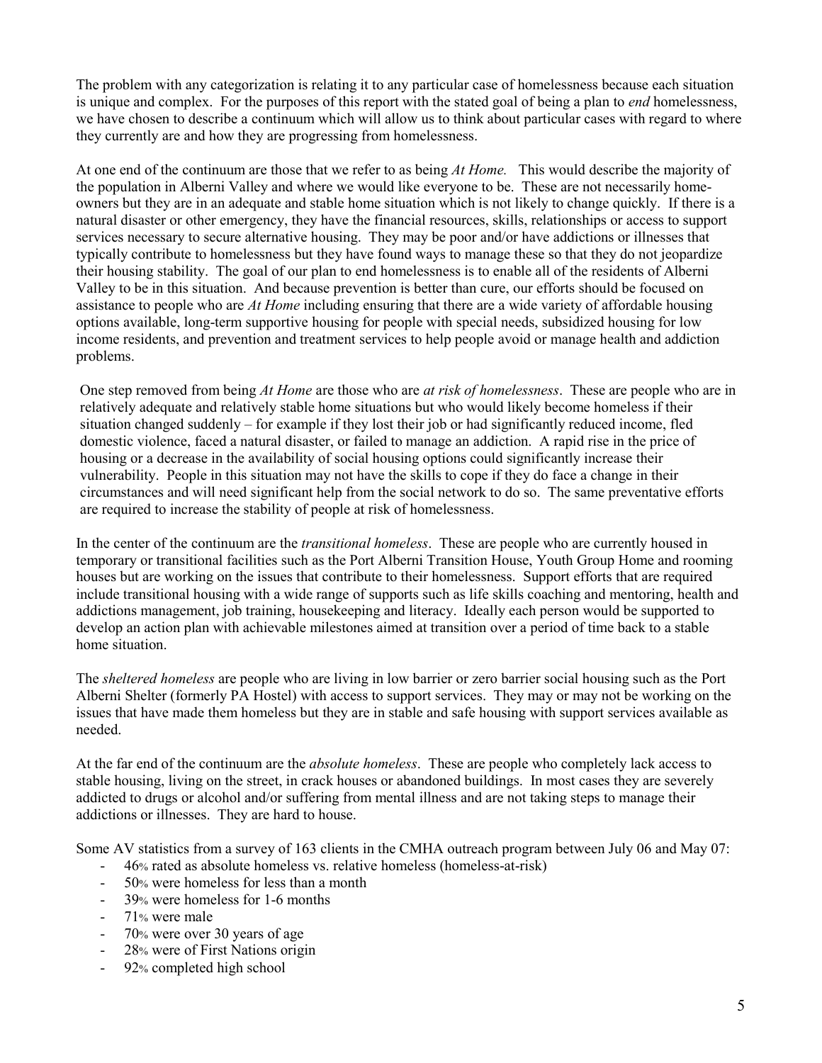The problem with any categorization is relating it to any particular case of homelessness because each situation is unique and complex. For the purposes of this report with the stated goal of being a plan to *end* homelessness, we have chosen to describe a continuum which will allow us to think about particular cases with regard to where they currently are and how they are progressing from homelessness.

At one end of the continuum are those that we refer to as being *At Home.* This would describe the majority of the population in Alberni Valley and where we would like everyone to be. These are not necessarily home-owners but they are in an adequate and stable home situation which is not likely to change quickly. If there is a natural disaster or other emergency, they have the financial resources, skills, relationships or access to support services necessary to secure alternative housing. They may be poor and/or have addictions or illnesses that typically contribute to homelessness but they have found ways to manage these so that they do not jeopardize their housing stability. The goal of our plan to end homelessness is to enable all of the residents of Alberni Valley to be in this situation. And because prevention is better than cure, our efforts should be focused on assistance to people who are *At Home* including ensuring that there are a wide variety of affordable housing options available, long-term supportive housing for people with special needs, subsidized housing for low income residents, and prevention and treatment services to help people avoid or manage health and addiction problems.

One step removed from being *At Home* are those who are *at risk of homelessness*. These are people who are in relatively adequate and relatively stable home situations but who would likely become homeless if their situation changed suddenly – for example if they lost their job or had significantly reduced income, fled domestic violence, faced a natural disaster, or failed to manage an addiction. A rapid rise in the price of housing or a decrease in the availability of social housing options could significantly increase their vulnerability. People in this situation may not have the skills to cope if they do face a change in their circumstances and will need significant help from the social network to do so. The same preventative efforts are required to increase the stability of people at risk of homelessness.

In the center of the continuum are the *transitional homeless*. These are people who are currently housed in temporary or transitional facilities such as the Port Alberni Transition House, Youth Group Home and rooming houses but are working on the issues that contribute to their homelessness. Support efforts that are required include transitional housing with a wide range of supports such as life skills coaching and mentoring, health and addictions management, job training, housekeeping and literacy. Ideally each person would be supported to develop an action plan with achievable milestones aimed at transition over a period of time back to a stable home situation.

The *sheltered homeless* are people who are living in low barrier or zero barrier social housing such as the Port Alberni Shelter (formerly PA Hostel) with access to support services. They may or may not be working on the issues that have made them homeless but they are in stable and safe housing with support services available as needed.

At the far end of the continuum are the *absolute homeless*. These are people who completely lack access to stable housing, living on the street, in crack houses or abandoned buildings. In most cases they are severely addicted to drugs or alcohol and/or suffering from mental illness and are not taking steps to manage their addictions or illnesses. They are hard to house.

Some AV statistics from a survey of 163 clients in the CMHA outreach program between July 06 and May 07:

- 46% rated as absolute homeless vs. relative homeless (homeless-at-risk)
- 50% were homeless for less than a month
- 39% were homeless for 1-6 months
- 71% were male
- 70% were over 30 years of age
- 28% were of First Nations origin
- 92% completed high school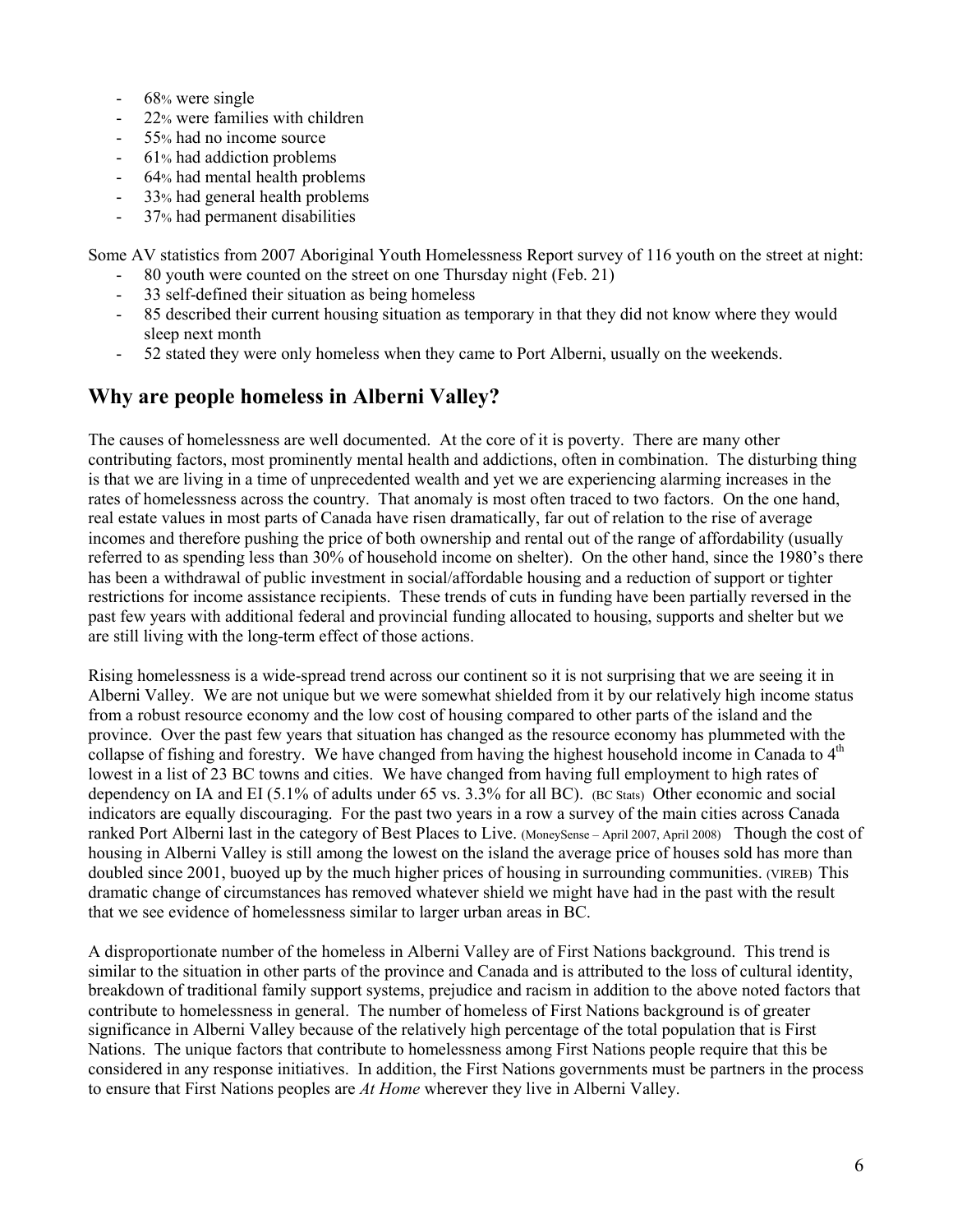- 68% were single
- 22% were families with children
- 55% had no income source
- 61% had addiction problems
- 64% had mental health problems
- 33% had general health problems
- 37% had permanent disabilities

Some AV statistics from 2007 Aboriginal Youth Homelessness Report survey of 116 youth on the street at night:

- 80 youth were counted on the street on one Thursday night (Feb. 21)
- 33 self-defined their situation as being homeless
- 85 described their current housing situation as temporary in that they did not know where they would sleep next month
- 52 stated they were only homeless when they came to Port Alberni, usually on the weekends.

## Why are people homeless in Alberni Valley?

The causes of homelessness are well documented. At the core of it is poverty. There are many other contributing factors, most prominently mental health and addictions, often in combination. The disturbing thing is that we are living in a time of unprecedented wealth and yet we are experiencing alarming increases in the rates of homelessness across the country. That anomaly is most often traced to two factors. On the one hand, real estate values in most parts of Canada have risen dramatically, far out of relation to the rise of average incomes and therefore pushing the price of both ownership and rental out of the range of affordability (usually referred to as spending less than 30% of household income on shelter). On the other hand, since the 1980's there has been a withdrawal of public investment in social/affordable housing and a reduction of support or tighter restrictions for income assistance recipients. These trends of cuts in funding have been partially reversed in the past few years with additional federal and provincial funding allocated to housing, supports and shelter but we are still living with the long-term effect of those actions.

Rising homelessness is a wide-spread trend across our continent so it is not surprising that we are seeing it in Alberni Valley. We are not unique but we were somewhat shielded from it by our relatively high income status from a robust resource economy and the low cost of housing compared to other parts of the island and the province. Over the past few years that situation has changed as the resource economy has plummeted with the collapse of fishing and forestry. We have changed from having the highest household income in Canada to 4th lowest in a list of 23 BC towns and cities. We have changed from having full employment to high rates of dependency on IA and EI (5.1% of adults under 65 vs. 3.3% for all BC). (BC Stats) Other economic and social indicators are equally discouraging. For the past two years in a row a survey of the main cities across Canada ranked Port Alberni last in the category of Best Places to Live. (MoneySense – April 2007, April 2008) Though the cost of housing in Alberni Valley is still among the lowest on the island the average price of houses sold has more than doubled since 2001, buoyed up by the much higher prices of housing in surrounding communities. (VIREB) This dramatic change of circumstances has removed whatever shield we might have had in the past with the result that we see evidence of homelessness similar to larger urban areas in BC.

A disproportionate number of the homeless in Alberni Valley are of First Nations background. This trend is similar to the situation in other parts of the province and Canada and is attributed to the loss of cultural identity, breakdown of traditional family support systems, prejudice and racism in addition to the above noted factors that contribute to homelessness in general. The number of homeless of First Nations background is of greater significance in Alberni Valley because of the relatively high percentage of the total population that is First Nations. The unique factors that contribute to homelessness among First Nations people require that this be considered in any response initiatives. In addition, the First Nations governments must be partners in the process to ensure that First Nations peoples are *At Home* wherever they live in Alberni Valley.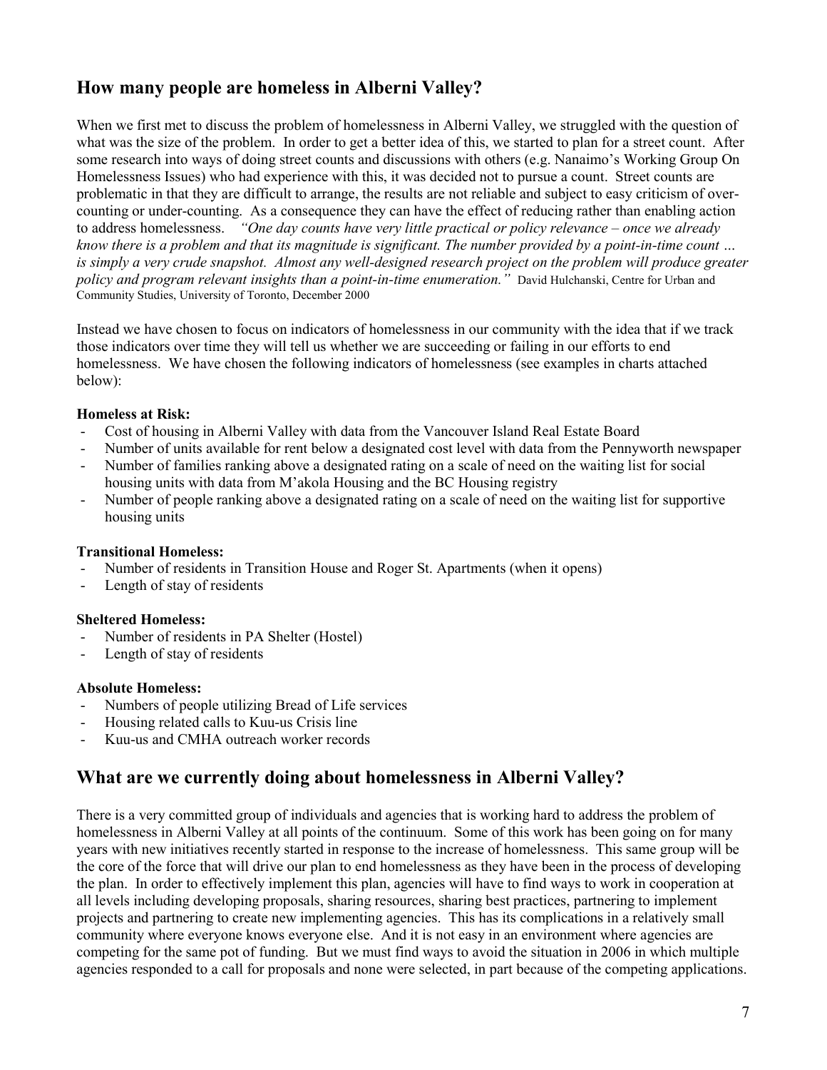## How many people are homeless in Alberni Valley?

When we first met to discuss the problem of homelessness in Alberni Valley, we struggled with the question of what was the size of the problem. In order to get a better idea of this, we started to plan for a street count. After some research into ways of doing street counts and discussions with others (e.g. Nanaimo's Working Group On Homelessness Issues) who had experience with this, it was decided not to pursue a count. Street counts are problematic in that they are difficult to arrange, the results are not reliable and subject to easy criticism of over-counting or under-counting. As a consequence they can have the effect of reducing rather than enabling action to address homelessness. *"One day counts have very little practical or policy relevance – once we already know there is a problem and that its magnitude is significant. The number provided by a point-in-time count … is simply a very crude snapshot. Almost any well-designed research project on the problem will produce greater policy and program relevant insights than a point-in-time enumeration."* David Hulchanski, Centre for Urban and Community Studies, University of Toronto, December 2000

Instead we have chosen to focus on indicators of homelessness in our community with the idea that if we track those indicators over time they will tell us whether we are succeeding or failing in our efforts to end homelessness. We have chosen the following indicators of homelessness (see examples in charts attached below):

**Homeless at Risk:**

- Cost of housing in Alberni Valley with data from the Vancouver Island Real Estate Board
- Number of units available for rent below a designated cost level with data from the Pennyworth newspaper
- Number of families ranking above a designated rating on a scale of need on the waiting list for social housing units with data from M'akola Housing and the BC Housing registry
- Number of people ranking above a designated rating on a scale of need on the waiting list for supportive housing units

**Transitional Homeless:**

- Number of residents in Transition House and Roger St. Apartments (when it opens)
- Length of stay of residents

**Sheltered Homeless:**

- Number of residents in PA Shelter (Hostel)
- Length of stay of residents

**Absolute Homeless:**

- Numbers of people utilizing Bread of Life services
- Housing related calls to Kuu-us Crisis line
- Kuu-us and CMHA outreach worker records

## What are we currently doing about homelessness in Alberni Valley?

There is a very committed group of individuals and agencies that is working hard to address the problem of homelessness in Alberni Valley at all points of the continuum. Some of this work has been going on for many years with new initiatives recently started in response to the increase of homelessness. This same group will be the core of the force that will drive our plan to end homelessness as they have been in the process of developing the plan. In order to effectively implement this plan, agencies will have to find ways to work in cooperation at all levels including developing proposals, sharing resources, sharing best practices, partnering to implement projects and partnering to create new implementing agencies. This has its complications in a relatively small community where everyone knows everyone else. And it is not easy in an environment where agencies are competing for the same pot of funding. But we must find ways to avoid the situation in 2006 in which multiple agencies responded to a call for proposals and none were selected, in part because of the competing applications.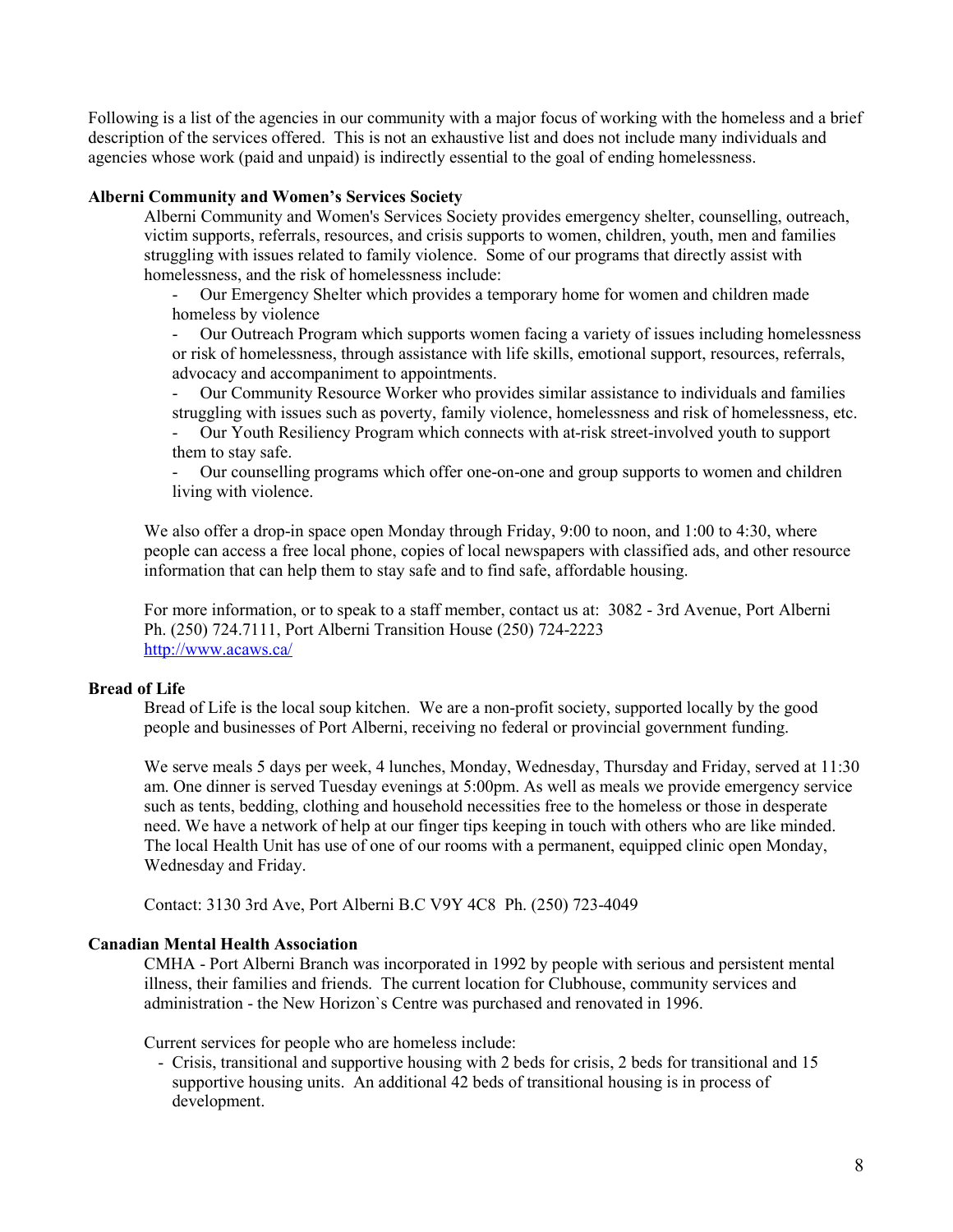Following is a list of the agencies in our community with a major focus of working with the homeless and a brief description of the services offered. This is not an exhaustive list and does not include many individuals and agencies whose work (paid and unpaid) is indirectly essential to the goal of ending homelessness.

**Alberni Community and Women's Services Society**

Alberni Community and Women's Services Society provides emergency shelter, counselling, outreach, victim supports, referrals, resources, and crisis supports to women, children, youth, men and families struggling with issues related to family violence. Some of our programs that directly assist with homelessness, and the risk of homelessness include:

- Our Emergency Shelter which provides a temporary home for women and children made homeless by violence
- Our Outreach Program which supports women facing a variety of issues including homelessness or risk of homelessness, through assistance with life skills, emotional support, resources, referrals, advocacy and accompaniment to appointments.
- Our Community Resource Worker who provides similar assistance to individuals and families struggling with issues such as poverty, family violence, homelessness and risk of homelessness, etc.
- Our Youth Resiliency Program which connects with at-risk street-involved youth to support them to stay safe.
- Our counselling programs which offer one-on-one and group supports to women and children living with violence.

We also offer a drop-in space open Monday through Friday, 9:00 to noon, and 1:00 to 4:30, where people can access a free local phone, copies of local newspapers with classified ads, and other resource information that can help them to stay safe and to find safe, affordable housing.

For more information, or to speak to a staff member, contact us at: 3082 - 3rd Avenue, Port Alberni
Ph. (250) 724.7111, Port Alberni Transition House (250) 724-2223
http://www.acaws.ca/

**Bread of Life**

Bread of Life is the local soup kitchen. We are a non-profit society, supported locally by the good people and businesses of Port Alberni, receiving no federal or provincial government funding.

We serve meals 5 days per week, 4 lunches, Monday, Wednesday, Thursday and Friday, served at 11:30 am. One dinner is served Tuesday evenings at 5:00pm. As well as meals we provide emergency service such as tents, bedding, clothing and household necessities free to the homeless or those in desperate need. We have a network of help at our finger tips keeping in touch with others who are like minded. The local Health Unit has use of one of our rooms with a permanent, equipped clinic open Monday, Wednesday and Friday.

Contact: 3130 3rd Ave, Port Alberni B.C V9Y 4C8 Ph. (250) 723-4049

**Canadian Mental Health Association**

CMHA - Port Alberni Branch was incorporated in 1992 by people with serious and persistent mental illness, their families and friends. The current location for Clubhouse, community services and administration - the New Horizon`s Centre was purchased and renovated in 1996.

Current services for people who are homeless include:

- Crisis, transitional and supportive housing with 2 beds for crisis, 2 beds for transitional and 15 supportive housing units. An additional 42 beds of transitional housing is in process of development.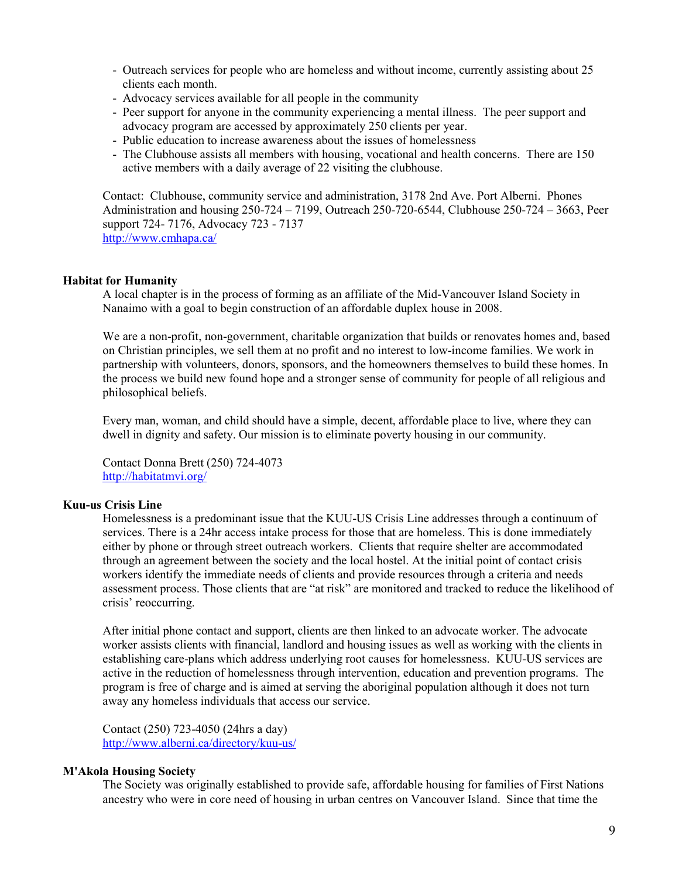- Outreach services for people who are homeless and without income, currently assisting about 25 clients each month.
- Advocacy services available for all people in the community
- Peer support for anyone in the community experiencing a mental illness. The peer support and advocacy program are accessed by approximately 250 clients per year.
- Public education to increase awareness about the issues of homelessness
- The Clubhouse assists all members with housing, vocational and health concerns. There are 150 active members with a daily average of 22 visiting the clubhouse.

Contact: Clubhouse, community service and administration, 3178 2nd Ave. Port Alberni. Phones Administration and housing 250-724 – 7199, Outreach 250-720-6544, Clubhouse 250-724 – 3663, Peer support 724- 7176, Advocacy 723 - 7137
http://www.cmhapa.ca/

**Habitat for Humanity**

A local chapter is in the process of forming as an affiliate of the Mid-Vancouver Island Society in Nanaimo with a goal to begin construction of an affordable duplex house in 2008.

We are a non-profit, non-government, charitable organization that builds or renovates homes and, based on Christian principles, we sell them at no profit and no interest to low-income families. We work in partnership with volunteers, donors, sponsors, and the homeowners themselves to build these homes. In the process we build new found hope and a stronger sense of community for people of all religious and philosophical beliefs.

Every man, woman, and child should have a simple, decent, affordable place to live, where they can dwell in dignity and safety. Our mission is to eliminate poverty housing in our community.

Contact Donna Brett (250) 724-4073
http://habitatmvi.org/

**Kuu-us Crisis Line**

Homelessness is a predominant issue that the KUU-US Crisis Line addresses through a continuum of services. There is a 24hr access intake process for those that are homeless. This is done immediately either by phone or through street outreach workers. Clients that require shelter are accommodated through an agreement between the society and the local hostel. At the initial point of contact crisis workers identify the immediate needs of clients and provide resources through a criteria and needs assessment process. Those clients that are "at risk" are monitored and tracked to reduce the likelihood of crisis' reoccurring.

After initial phone contact and support, clients are then linked to an advocate worker. The advocate worker assists clients with financial, landlord and housing issues as well as working with the clients in establishing care-plans which address underlying root causes for homelessness. KUU-US services are active in the reduction of homelessness through intervention, education and prevention programs. The program is free of charge and is aimed at serving the aboriginal population although it does not turn away any homeless individuals that access our service.

Contact (250) 723-4050 (24hrs a day)
http://www.alberni.ca/directory/kuu-us/

**M'Akola Housing Society**

The Society was originally established to provide safe, affordable housing for families of First Nations ancestry who were in core need of housing in urban centres on Vancouver Island. Since that time the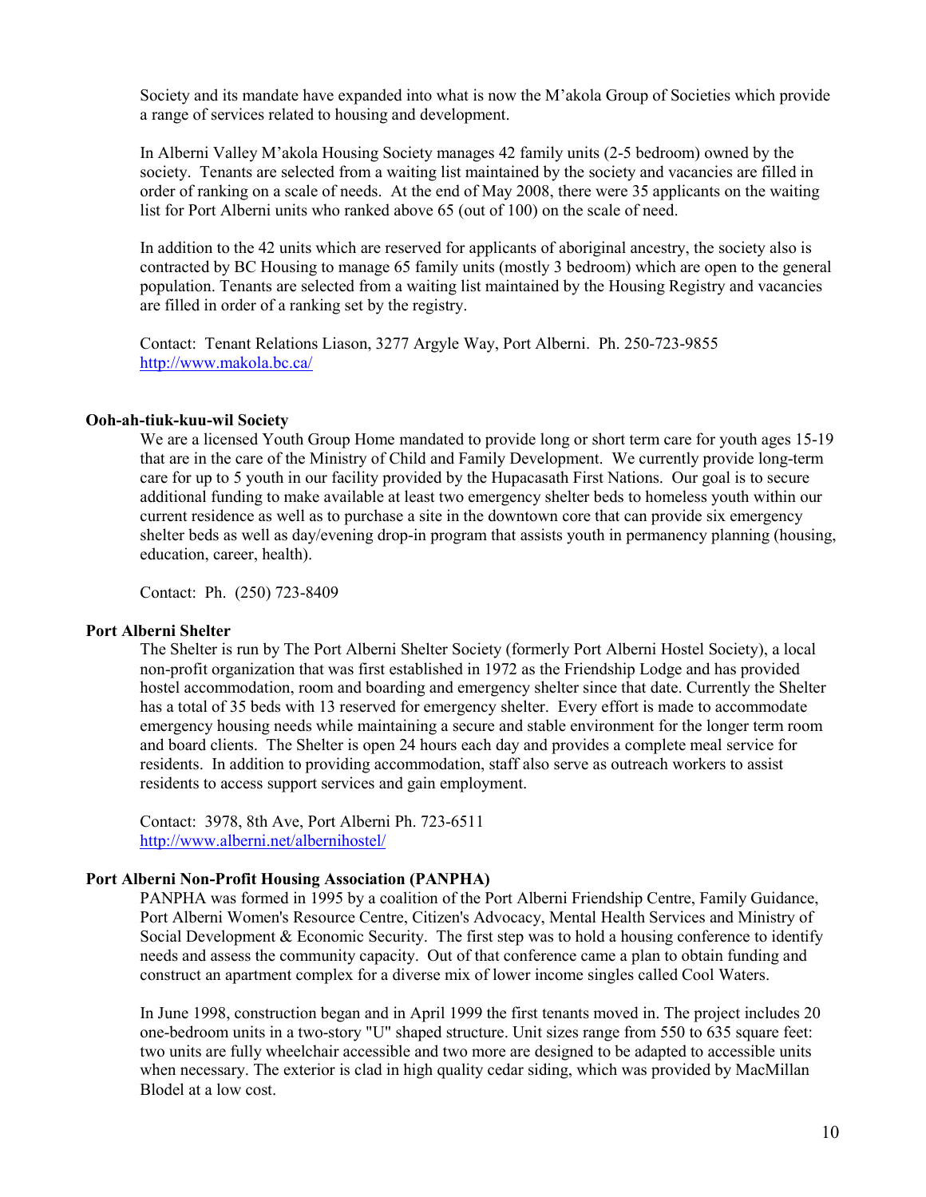Society and its mandate have expanded into what is now the M'akola Group of Societies which provide a range of services related to housing and development.

In Alberni Valley M'akola Housing Society manages 42 family units (2-5 bedroom) owned by the society. Tenants are selected from a waiting list maintained by the society and vacancies are filled in order of ranking on a scale of needs. At the end of May 2008, there were 35 applicants on the waiting list for Port Alberni units who ranked above 65 (out of 100) on the scale of need.

In addition to the 42 units which are reserved for applicants of aboriginal ancestry, the society also is contracted by BC Housing to manage 65 family units (mostly 3 bedroom) which are open to the general population. Tenants are selected from a waiting list maintained by the Housing Registry and vacancies are filled in order of a ranking set by the registry.

Contact: Tenant Relations Liason, 3277 Argyle Way, Port Alberni. Ph. 250-723-9855
http://www.makola.bc.ca/

**Ooh-ah-tiuk-kuu-wil Society**

We are a licensed Youth Group Home mandated to provide long or short term care for youth ages 15-19 that are in the care of the Ministry of Child and Family Development. We currently provide long-term care for up to 5 youth in our facility provided by the Hupacasath First Nations. Our goal is to secure additional funding to make available at least two emergency shelter beds to homeless youth within our current residence as well as to purchase a site in the downtown core that can provide six emergency shelter beds as well as day/evening drop-in program that assists youth in permanency planning (housing, education, career, health).

Contact: Ph. (250) 723-8409

**Port Alberni Shelter**

The Shelter is run by The Port Alberni Shelter Society (formerly Port Alberni Hostel Society), a local non-profit organization that was first established in 1972 as the Friendship Lodge and has provided hostel accommodation, room and boarding and emergency shelter since that date. Currently the Shelter has a total of 35 beds with 13 reserved for emergency shelter. Every effort is made to accommodate emergency housing needs while maintaining a secure and stable environment for the longer term room and board clients. The Shelter is open 24 hours each day and provides a complete meal service for residents. In addition to providing accommodation, staff also serve as outreach workers to assist residents to access support services and gain employment.

Contact: 3978, 8th Ave, Port Alberni Ph. 723-6511
http://www.alberni.net/albernihostel/

**Port Alberni Non-Profit Housing Association (PANPHA)**

PANPHA was formed in 1995 by a coalition of the Port Alberni Friendship Centre, Family Guidance, Port Alberni Women's Resource Centre, Citizen's Advocacy, Mental Health Services and Ministry of Social Development & Economic Security. The first step was to hold a housing conference to identify needs and assess the community capacity. Out of that conference came a plan to obtain funding and construct an apartment complex for a diverse mix of lower income singles called Cool Waters.

In June 1998, construction began and in April 1999 the first tenants moved in. The project includes 20 one-bedroom units in a two-story "U" shaped structure. Unit sizes range from 550 to 635 square feet: two units are fully wheelchair accessible and two more are designed to be adapted to accessible units when necessary. The exterior is clad in high quality cedar siding, which was provided by MacMillan Blodel at a low cost.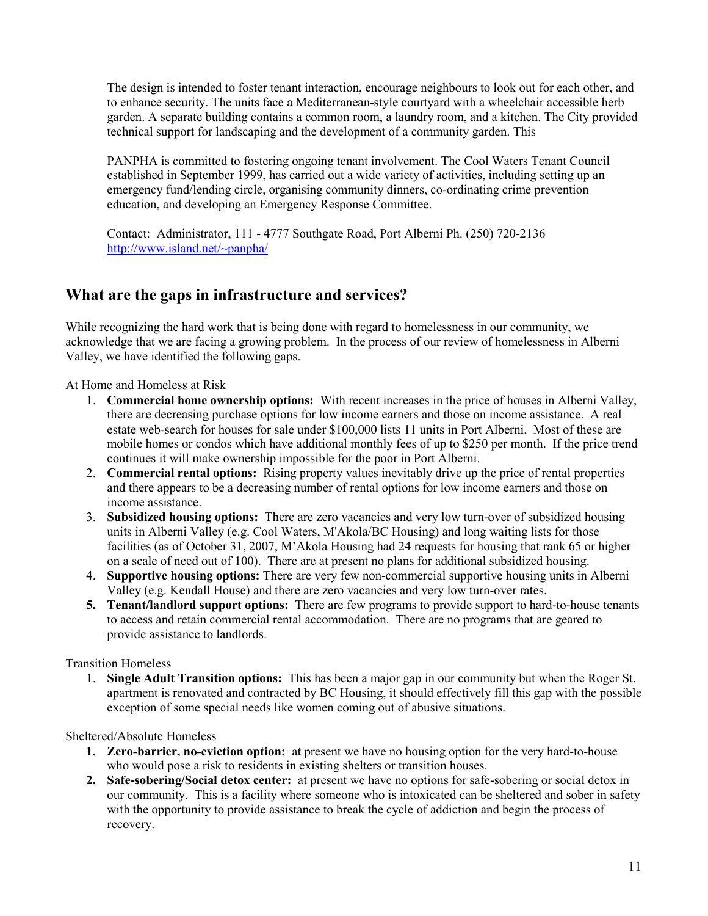The design is intended to foster tenant interaction, encourage neighbours to look out for each other, and to enhance security. The units face a Mediterranean-style courtyard with a wheelchair accessible herb garden. A separate building contains a common room, a laundry room, and a kitchen. The City provided technical support for landscaping and the development of a community garden. This

PANPHA is committed to fostering ongoing tenant involvement. The Cool Waters Tenant Council established in September 1999, has carried out a wide variety of activities, including setting up an emergency fund/lending circle, organising community dinners, co-ordinating crime prevention education, and developing an Emergency Response Committee.

Contact: Administrator, 111 - 4777 Southgate Road, Port Alberni Ph. (250) 720-2136
[http://www.island.net/~panpha/](http://www.island.net/~panpha/)

## What are the gaps in infrastructure and services?

While recognizing the hard work that is being done with regard to homelessness in our community, we acknowledge that we are facing a growing problem. In the process of our review of homelessness in Alberni Valley, we have identified the following gaps.

At Home and Homeless at Risk

1. **Commercial home ownership options:** With recent increases in the price of houses in Alberni Valley, there are decreasing purchase options for low income earners and those on income assistance. A real estate web-search for houses for sale under $100,000 lists 11 units in Port Alberni. Most of these are mobile homes or condos which have additional monthly fees of up to $250 per month. If the price trend continues it will make ownership impossible for the poor in Port Alberni.
2. **Commercial rental options:** Rising property values inevitably drive up the price of rental properties and there appears to be a decreasing number of rental options for low income earners and those on income assistance.
3. **Subsidized housing options:** There are zero vacancies and very low turn-over of subsidized housing units in Alberni Valley (e.g. Cool Waters, M'Akola/BC Housing) and long waiting lists for those facilities (as of October 31, 2007, M'Akola Housing had 24 requests for housing that rank 65 or higher on a scale of need out of 100). There are at present no plans for additional subsidized housing.
4. **Supportive housing options:** There are very few non-commercial supportive housing units in Alberni Valley (e.g. Kendall House) and there are zero vacancies and very low turn-over rates.
5. **Tenant/landlord support options:** There are few programs to provide support to hard-to-house tenants to access and retain commercial rental accommodation. There are no programs that are geared to provide assistance to landlords.

Transition Homeless

1. **Single Adult Transition options:** This has been a major gap in our community but when the Roger St. apartment is renovated and contracted by BC Housing, it should effectively fill this gap with the possible exception of some special needs like women coming out of abusive situations.

Sheltered/Absolute Homeless

1. **Zero-barrier, no-eviction option:** at present we have no housing option for the very hard-to-house who would pose a risk to residents in existing shelters or transition houses.
2. **Safe-sobering/Social detox center:** at present we have no options for safe-sobering or social detox in our community. This is a facility where someone who is intoxicated can be sheltered and sober in safety with the opportunity to provide assistance to break the cycle of addiction and begin the process of recovery.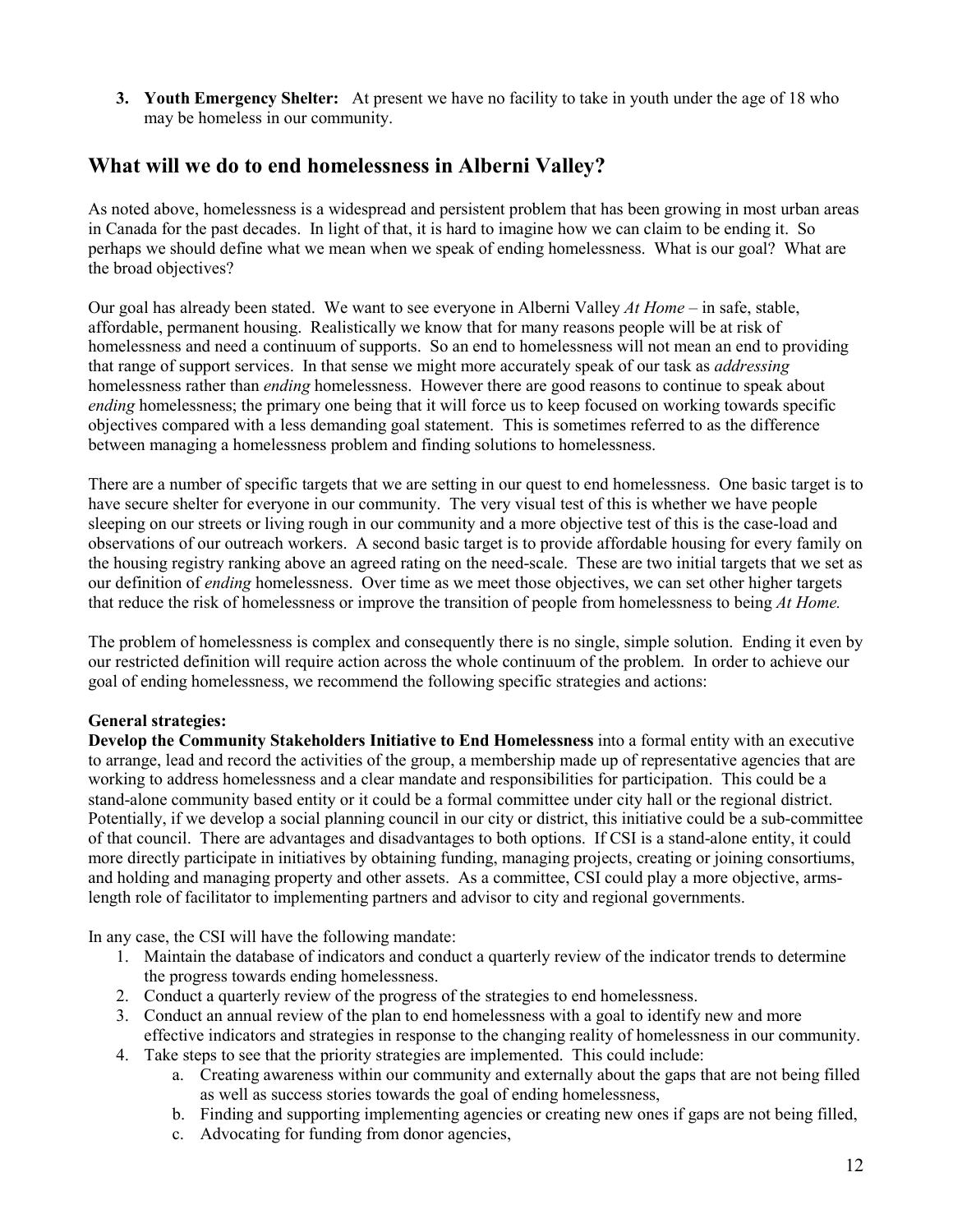3. **Youth Emergency Shelter:** At present we have no facility to take in youth under the age of 18 who may be homeless in our community.

## What will we do to end homelessness in Alberni Valley?

As noted above, homelessness is a widespread and persistent problem that has been growing in most urban areas in Canada for the past decades. In light of that, it is hard to imagine how we can claim to be ending it. So perhaps we should define what we mean when we speak of ending homelessness. What is our goal? What are the broad objectives?

Our goal has already been stated. We want to see everyone in Alberni Valley *At Home* – in safe, stable, affordable, permanent housing. Realistically we know that for many reasons people will be at risk of homelessness and need a continuum of supports. So an end to homelessness will not mean an end to providing that range of support services. In that sense we might more accurately speak of our task as *addressing* homelessness rather than *ending* homelessness. However there are good reasons to continue to speak about *ending* homelessness; the primary one being that it will force us to keep focused on working towards specific objectives compared with a less demanding goal statement. This is sometimes referred to as the difference between managing a homelessness problem and finding solutions to homelessness.

There are a number of specific targets that we are setting in our quest to end homelessness. One basic target is to have secure shelter for everyone in our community. The very visual test of this is whether we have people sleeping on our streets or living rough in our community and a more objective test of this is the case-load and observations of our outreach workers. A second basic target is to provide affordable housing for every family on the housing registry ranking above an agreed rating on the need-scale. These are two initial targets that we set as our definition of *ending* homelessness. Over time as we meet those objectives, we can set other higher targets that reduce the risk of homelessness or improve the transition of people from homelessness to being *At Home.*

The problem of homelessness is complex and consequently there is no single, simple solution. Ending it even by our restricted definition will require action across the whole continuum of the problem. In order to achieve our goal of ending homelessness, we recommend the following specific strategies and actions:

**General strategies:**
**Develop the Community Stakeholders Initiative to End Homelessness** into a formal entity with an executive to arrange, lead and record the activities of the group, a membership made up of representative agencies that are working to address homelessness and a clear mandate and responsibilities for participation. This could be a stand-alone community based entity or it could be a formal committee under city hall or the regional district. Potentially, if we develop a social planning council in our city or district, this initiative could be a sub-committee of that council. There are advantages and disadvantages to both options. If CSI is a stand-alone entity, it could more directly participate in initiatives by obtaining funding, managing projects, creating or joining consortiums, and holding and managing property and other assets. As a committee, CSI could play a more objective, arms-length role of facilitator to implementing partners and advisor to city and regional governments.

In any case, the CSI will have the following mandate:

1. Maintain the database of indicators and conduct a quarterly review of the indicator trends to determine the progress towards ending homelessness.
2. Conduct a quarterly review of the progress of the strategies to end homelessness.
3. Conduct an annual review of the plan to end homelessness with a goal to identify new and more effective indicators and strategies in response to the changing reality of homelessness in our community.
4. Take steps to see that the priority strategies are implemented. This could include:
   a. Creating awareness within our community and externally about the gaps that are not being filled as well as success stories towards the goal of ending homelessness,
   b. Finding and supporting implementing agencies or creating new ones if gaps are not being filled,
   c. Advocating for funding from donor agencies,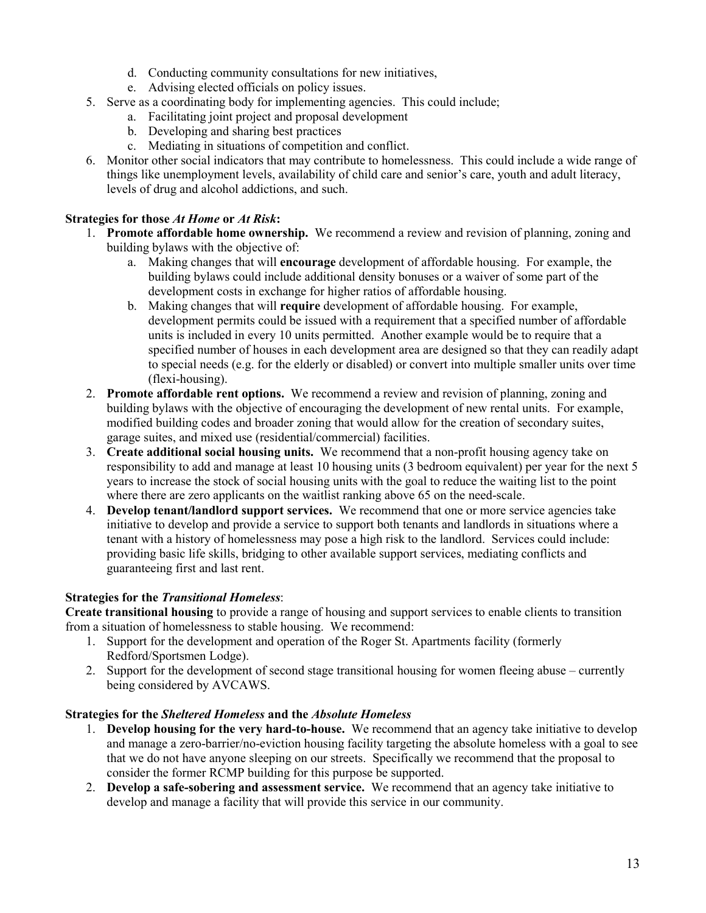d. Conducting community consultations for new initiatives,
   e. Advising elected officials on policy issues.

5. Serve as a coordinating body for implementing agencies. This could include;
   a. Facilitating joint project and proposal development
   b. Developing and sharing best practices
   c. Mediating in situations of competition and conflict.
6. Monitor other social indicators that may contribute to homelessness. This could include a wide range of things like unemployment levels, availability of child care and senior's care, youth and adult literacy, levels of drug and alcohol addictions, and such.

**Strategies for those *At Home* or *At Risk*:**

1. **Promote affordable home ownership.** We recommend a review and revision of planning, zoning and building bylaws with the objective of:
   a. Making changes that will **encourage** development of affordable housing. For example, the building bylaws could include additional density bonuses or a waiver of some part of the development costs in exchange for higher ratios of affordable housing.
   b. Making changes that will **require** development of affordable housing. For example, development permits could be issued with a requirement that a specified number of affordable units is included in every 10 units permitted. Another example would be to require that a specified number of houses in each development area are designed so that they can readily adapt to special needs (e.g. for the elderly or disabled) or convert into multiple smaller units over time (flexi-housing).
2. **Promote affordable rent options.** We recommend a review and revision of planning, zoning and building bylaws with the objective of encouraging the development of new rental units. For example, modified building codes and broader zoning that would allow for the creation of secondary suites, garage suites, and mixed use (residential/commercial) facilities.
3. **Create additional social housing units.** We recommend that a non-profit housing agency take on responsibility to add and manage at least 10 housing units (3 bedroom equivalent) per year for the next 5 years to increase the stock of social housing units with the goal to reduce the waiting list to the point where there are zero applicants on the waitlist ranking above 65 on the need-scale.
4. **Develop tenant/landlord support services.** We recommend that one or more service agencies take initiative to develop and provide a service to support both tenants and landlords in situations where a tenant with a history of homelessness may pose a high risk to the landlord. Services could include: providing basic life skills, bridging to other available support services, mediating conflicts and guaranteeing first and last rent.

**Strategies for the *Transitional Homeless*:**

**Create transitional housing** to provide a range of housing and support services to enable clients to transition from a situation of homelessness to stable housing. We recommend:

1. Support for the development and operation of the Roger St. Apartments facility (formerly Redford/Sportsmen Lodge).
2. Support for the development of second stage transitional housing for women fleeing abuse – currently being considered by AVCAWS.

**Strategies for the *Sheltered Homeless* and the *Absolute Homeless***

1. **Develop housing for the very hard-to-house.** We recommend that an agency take initiative to develop and manage a zero-barrier/no-eviction housing facility targeting the absolute homeless with a goal to see that we do not have anyone sleeping on our streets. Specifically we recommend that the proposal to consider the former RCMP building for this purpose be supported.
2. **Develop a safe-sobering and assessment service.** We recommend that an agency take initiative to develop and manage a facility that will provide this service in our community.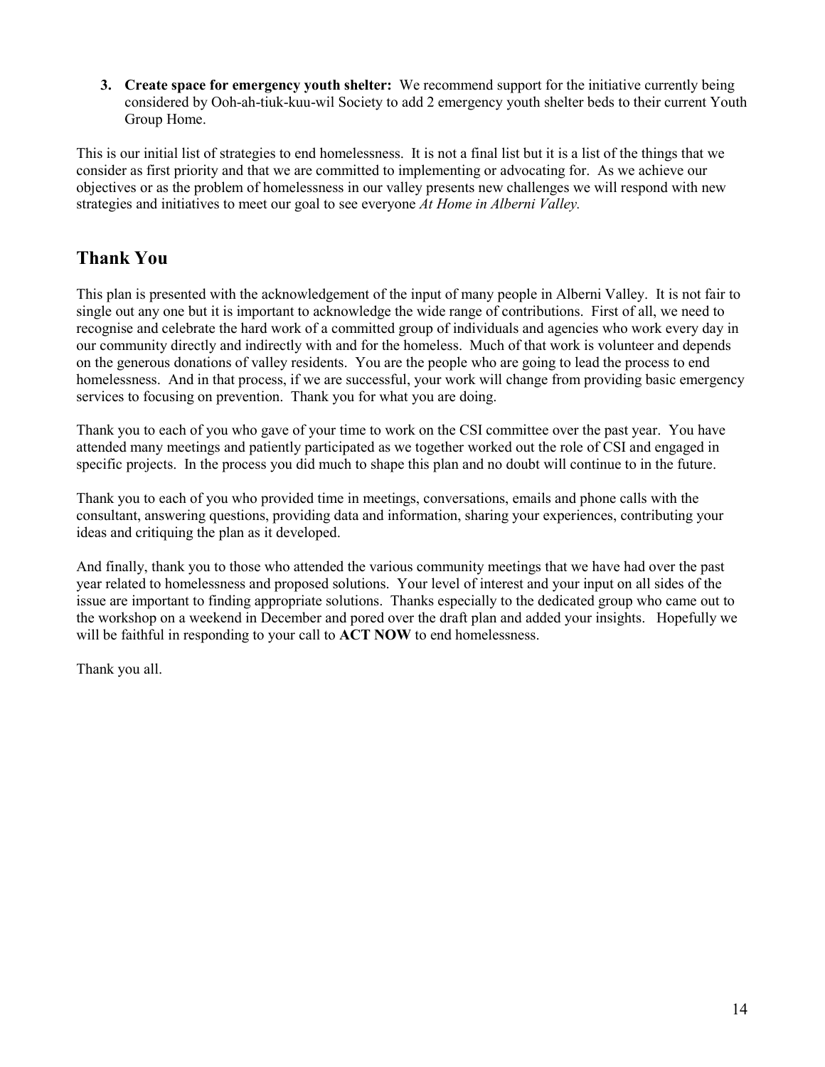3. **Create space for emergency youth shelter:** We recommend support for the initiative currently being considered by Ooh-ah-tiuk-kuu-wil Society to add 2 emergency youth shelter beds to their current Youth Group Home.

This is our initial list of strategies to end homelessness. It is not a final list but it is a list of the things that we consider as first priority and that we are committed to implementing or advocating for. As we achieve our objectives or as the problem of homelessness in our valley presents new challenges we will respond with new strategies and initiatives to meet our goal to see everyone *At Home in Alberni Valley.*

## Thank You

This plan is presented with the acknowledgement of the input of many people in Alberni Valley. It is not fair to single out any one but it is important to acknowledge the wide range of contributions. First of all, we need to recognise and celebrate the hard work of a committed group of individuals and agencies who work every day in our community directly and indirectly with and for the homeless. Much of that work is volunteer and depends on the generous donations of valley residents. You are the people who are going to lead the process to end homelessness. And in that process, if we are successful, your work will change from providing basic emergency services to focusing on prevention. Thank you for what you are doing.

Thank you to each of you who gave of your time to work on the CSI committee over the past year. You have attended many meetings and patiently participated as we together worked out the role of CSI and engaged in specific projects. In the process you did much to shape this plan and no doubt will continue to in the future.

Thank you to each of you who provided time in meetings, conversations, emails and phone calls with the consultant, answering questions, providing data and information, sharing your experiences, contributing your ideas and critiquing the plan as it developed.

And finally, thank you to those who attended the various community meetings that we have had over the past year related to homelessness and proposed solutions. Your level of interest and your input on all sides of the issue are important to finding appropriate solutions. Thanks especially to the dedicated group who came out to the workshop on a weekend in December and pored over the draft plan and added your insights. Hopefully we will be faithful in responding to your call to **ACT NOW** to end homelessness.

Thank you all.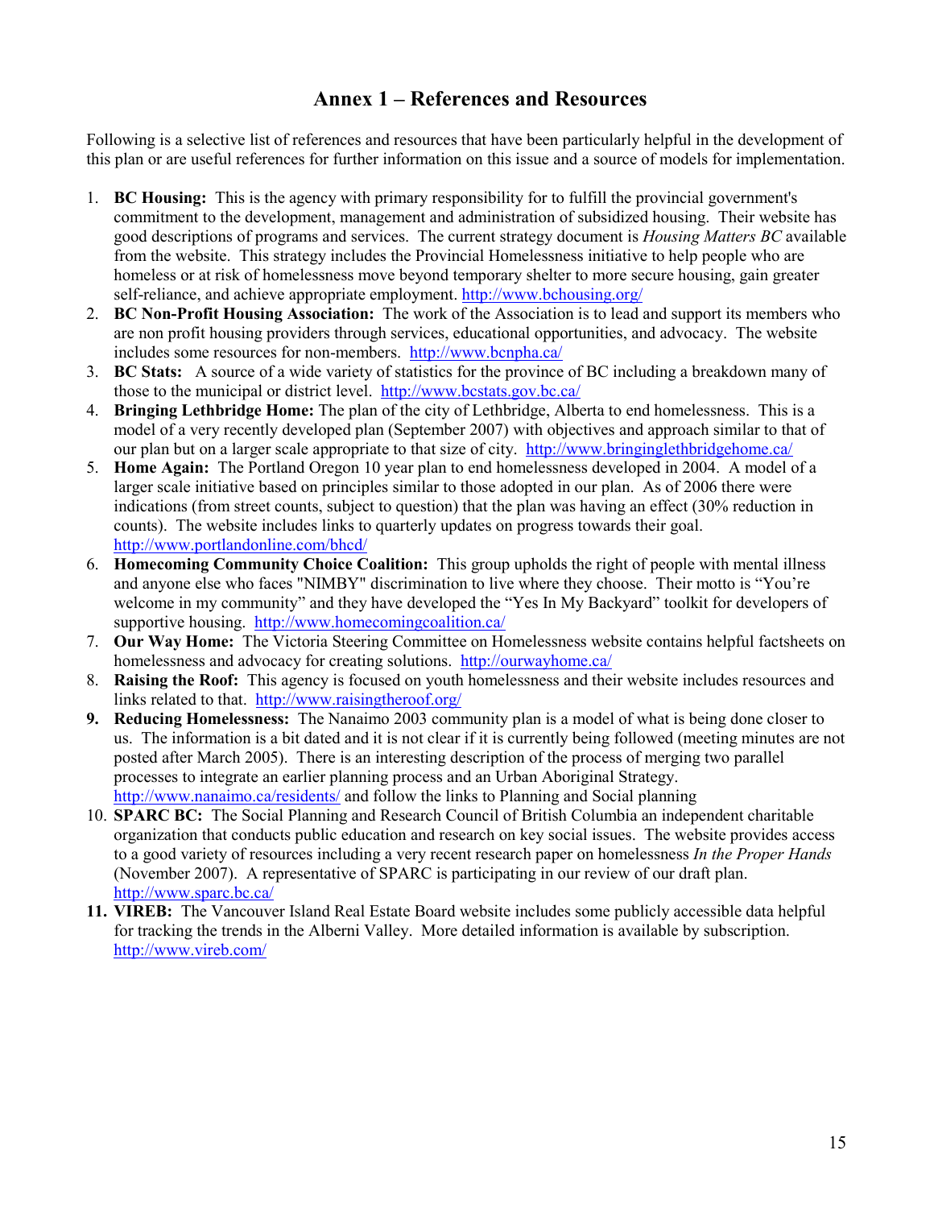## Annex 1 – References and Resources

Following is a selective list of references and resources that have been particularly helpful in the development of this plan or are useful references for further information on this issue and a source of models for implementation.

1. **BC Housing:** This is the agency with primary responsibility for to fulfill the provincial government's commitment to the development, management and administration of subsidized housing. Their website has good descriptions of programs and services. The current strategy document is *Housing Matters BC* available from the website. This strategy includes the Provincial Homelessness initiative to help people who are homeless or at risk of homelessness move beyond temporary shelter to more secure housing, gain greater self-reliance, and achieve appropriate employment. http://www.bchousing.org/
2. **BC Non-Profit Housing Association:** The work of the Association is to lead and support its members who are non profit housing providers through services, educational opportunities, and advocacy. The website includes some resources for non-members. http://www.bcnpha.ca/
3. **BC Stats:** A source of a wide variety of statistics for the province of BC including a breakdown many of those to the municipal or district level. http://www.bcstats.gov.bc.ca/
4. **Bringing Lethbridge Home:** The plan of the city of Lethbridge, Alberta to end homelessness. This is a model of a very recently developed plan (September 2007) with objectives and approach similar to that of our plan but on a larger scale appropriate to that size of city. http://www.bringinglethbridgehome.ca/
5. **Home Again:** The Portland Oregon 10 year plan to end homelessness developed in 2004. A model of a larger scale initiative based on principles similar to those adopted in our plan. As of 2006 there were indications (from street counts, subject to question) that the plan was having an effect (30% reduction in counts). The website includes links to quarterly updates on progress towards their goal. http://www.portlandonline.com/bhcd/
6. **Homecoming Community Choice Coalition:** This group upholds the right of people with mental illness and anyone else who faces "NIMBY" discrimination to live where they choose. Their motto is "You're welcome in my community" and they have developed the "Yes In My Backyard" toolkit for developers of supportive housing. http://www.homecomingcoalition.ca/
7. **Our Way Home:** The Victoria Steering Committee on Homelessness website contains helpful factsheets on homelessness and advocacy for creating solutions. http://ourwayhome.ca/
8. **Raising the Roof:** This agency is focused on youth homelessness and their website includes resources and links related to that. http://www.raisingtheroof.org/
9. **Reducing Homelessness:** The Nanaimo 2003 community plan is a model of what is being done closer to us. The information is a bit dated and it is not clear if it is currently being followed (meeting minutes are not posted after March 2005). There is an interesting description of the process of merging two parallel processes to integrate an earlier planning process and an Urban Aboriginal Strategy. http://www.nanaimo.ca/residents/ and follow the links to Planning and Social planning
10. **SPARC BC:** The Social Planning and Research Council of British Columbia an independent charitable organization that conducts public education and research on key social issues. The website provides access to a good variety of resources including a very recent research paper on homelessness *In the Proper Hands* (November 2007). A representative of SPARC is participating in our review of our draft plan. http://www.sparc.bc.ca/
11. **VIREB:** The Vancouver Island Real Estate Board website includes some publicly accessible data helpful for tracking the trends in the Alberni Valley. More detailed information is available by subscription. http://www.vireb.com/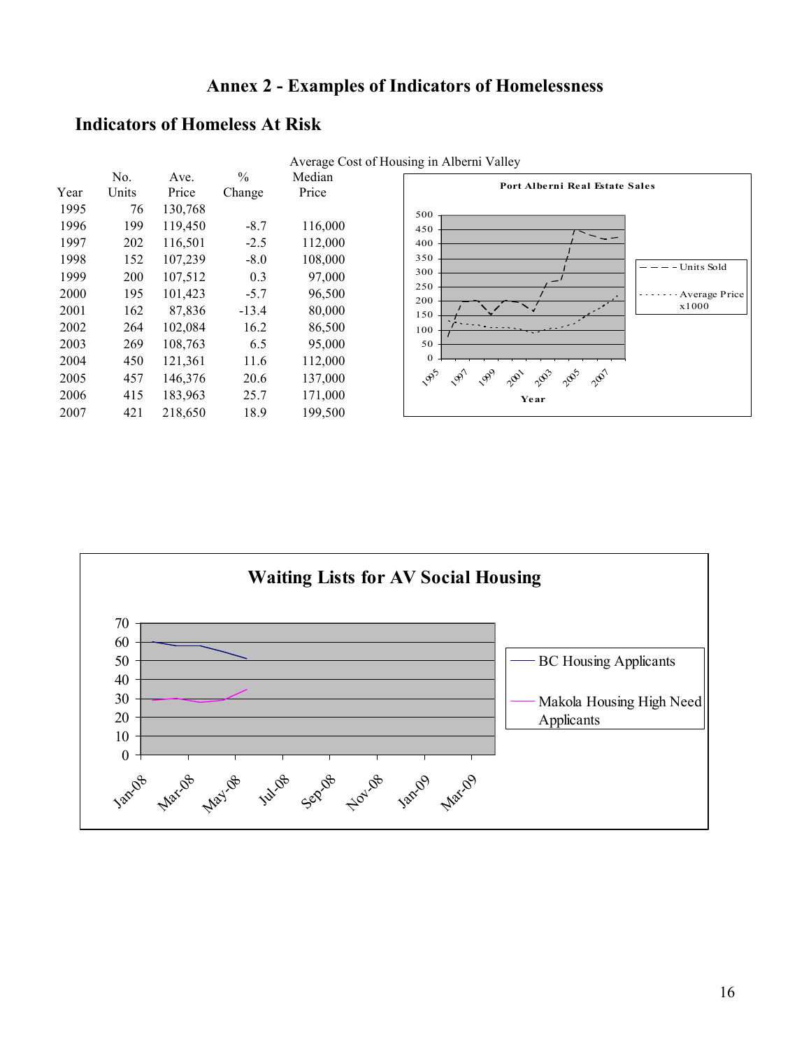# Annex 2 - Examples of Indicators of Homelessness

## Indicators of Homeless At Risk

Average Cost of Housing in Alberni Valley

| Year | No. Units | Ave. Price | % Change | Median Price |
|---|---|---|---|---|
| 1995 | 76 | 130,768 | | |
| 1996 | 199 | 119,450 | -8.7 | 116,000 |
| 1997 | 202 | 116,501 | -2.5 | 112,000 |
| 1998 | 152 | 107,239 | -8.0 | 108,000 |
| 1999 | 200 | 107,512 | 0.3 | 97,000 |
| 2000 | 195 | 101,423 | -5.7 | 96,500 |
| 2001 | 162 | 87,836 | -13.4 | 80,000 |
| 2002 | 264 | 102,084 | 16.2 | 86,500 |
| 2003 | 269 | 108,763 | 6.5 | 95,000 |
| 2004 | 450 | 121,361 | 11.6 | 112,000 |
| 2005 | 457 | 146,376 | 20.6 | 137,000 |
| 2006 | 415 | 183,963 | 25.7 | 171,000 |
| 2007 | 421 | 218,650 | 18.9 | 199,500 |

**Port Alberni Real Estate Sales**

Units Sold; Average Price x1000 (Year)

**Waiting Lists for AV Social Housing**

BC Housing Applicants; Makola Housing High Need Applicants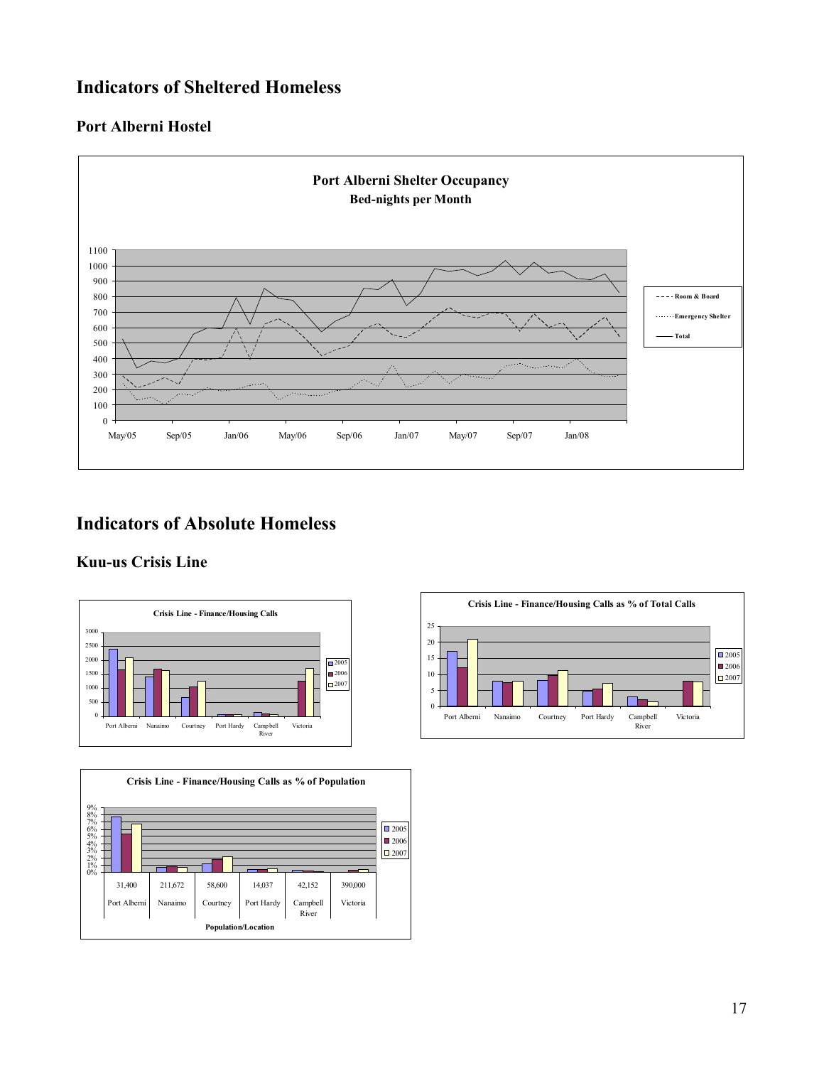## Indicators of Sheltered Homeless

### Port Alberni Hostel

Port Alberni Shelter Occupancy
Bed-nights per Month

1100
1000
900
800
700
600
500
400
300
200
100
0

May/05 Sep/05 Jan/06 May/06 Sep/06 Jan/07 May/07 Sep/07 Jan/08

Room & Board
Emergency Shelter
Total

## Indicators of Absolute Homeless

### Kuu-us Crisis Line

Crisis Line - Finance/Housing Calls

3000
2500
2000
1500
1000
500
0

Port Alberni Nanaimo Courtney Port Hardy Campbell River Victoria

2005
2006
2007

Crisis Line - Finance/Housing Calls as % of Total Calls

25
20
15
10
5
0

Port Alberni Nanaimo Courtney Port Hardy Campbell River Victoria

2005
2006
2007

Crisis Line - Finance/Housing Calls as % of Population

9%
8%
7%
6%
5%
4%
3%
2%
1%
0%

31,400 Port Alberni
211,672 Nanaimo
58,600 Courtney
14,037 Port Hardy
42,152 Campbell River
390,000 Victoria

Population/Location

2005
2006
2007